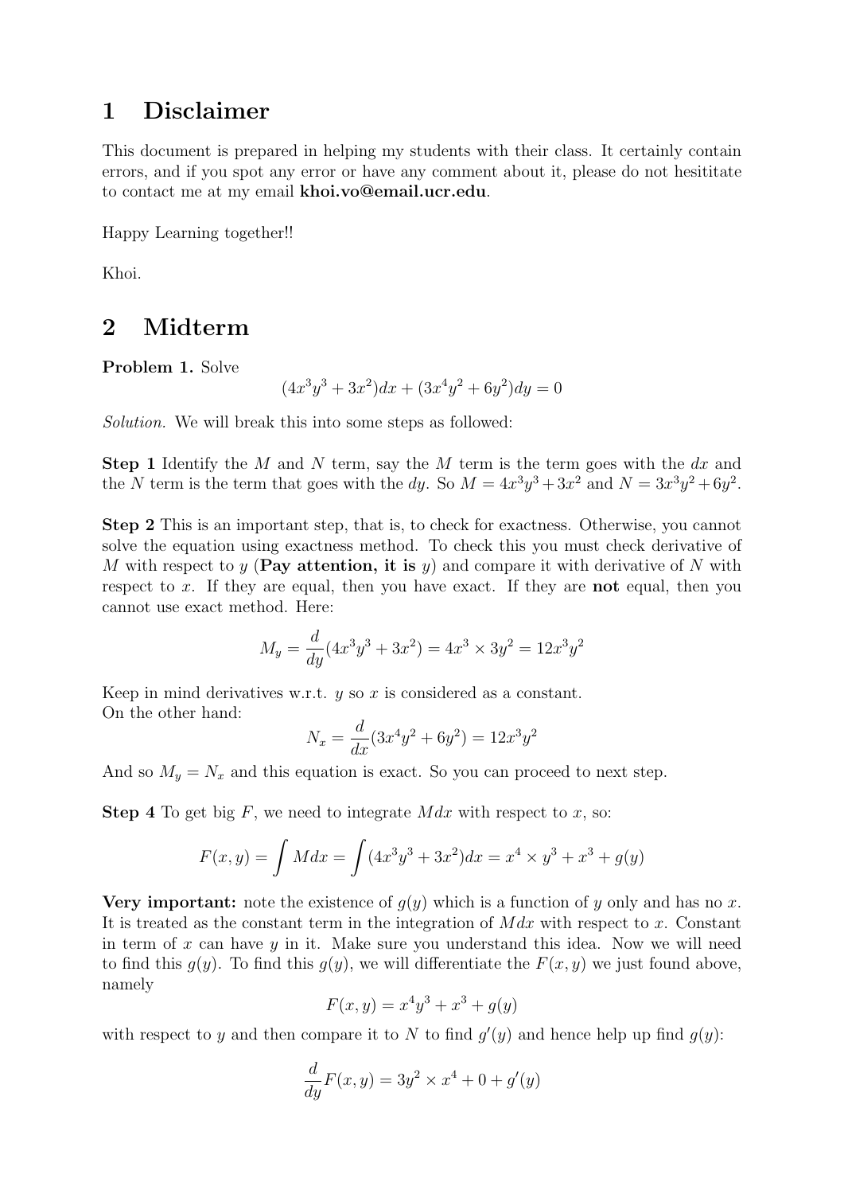# 1 Disclaimer

This document is prepared in helping my students with their class. It certainly contain errors, and if you spot any error or have any comment about it, please do not hesititate to contact me at my email **khoi.vo@email.ucr.edu**.

Happy Learning together!!

Khoi.

# 2 Midterm

**Problem 1.** Solve

$$(4x^3y^3 + 3x^2)dx + (3x^4y^2 + 6y^2)dy = 0$$

*Solution.* We will break this into some steps as followed:

**Step 1** Identify the $M$ and $N$ term, say the $M$ term is the term goes with the $dx$ and the $N$ term is the term that goes with the $dy$. So $M = 4x^3y^3 + 3x^2$ and $N = 3x^3y^2 + 6y^2$.

**Step 2** This is an important step, that is, to check for exactness. Otherwise, you cannot solve the equation using exactness method. To check this you must check derivative of $M$ with respect to $y$ (**Pay attention, it is** $y$) and compare it with derivative of $N$ with respect to $x$. If they are equal, then you have exact. If they are **not** equal, then you cannot use exact method. Here:

$$M_y = \frac{d}{dy}(4x^3y^3 + 3x^2) = 4x^3 \times 3y^2 = 12x^3y^2$$

Keep in mind derivatives w.r.t. $y$ so $x$ is considered as a constant.
On the other hand:

$$N_x = \frac{d}{dx}(3x^4y^2 + 6y^2) = 12x^3y^2$$

And so $M_y = N_x$ and this equation is exact. So you can proceed to next step.

**Step 4** To get big $F$, we need to integrate $Mdx$ with respect to $x$, so:

$$F(x, y) = \int Mdx = \int(4x^3y^3 + 3x^2)dx = x^4 \times y^3 + x^3 + g(y)$$

**Very important:** note the existence of $g(y)$ which is a function of $y$ only and has no $x$. It is treated as the constant term in the integration of $Mdx$ with respect to $x$. Constant in term of $x$ can have $y$ in it. Make sure you understand this idea. Now we will need to find this $g(y)$. To find this $g(y)$, we will differentiate the $F(x, y)$ we just found above, namely

$$F(x, y) = x^4y^3 + x^3 + g(y)$$

with respect to $y$ and then compare it to $N$ to find $g'(y)$ and hence help up find $g(y)$:

$$\frac{d}{dy}F(x, y) = 3y^2 \times x^4 + 0 + g'(y)$$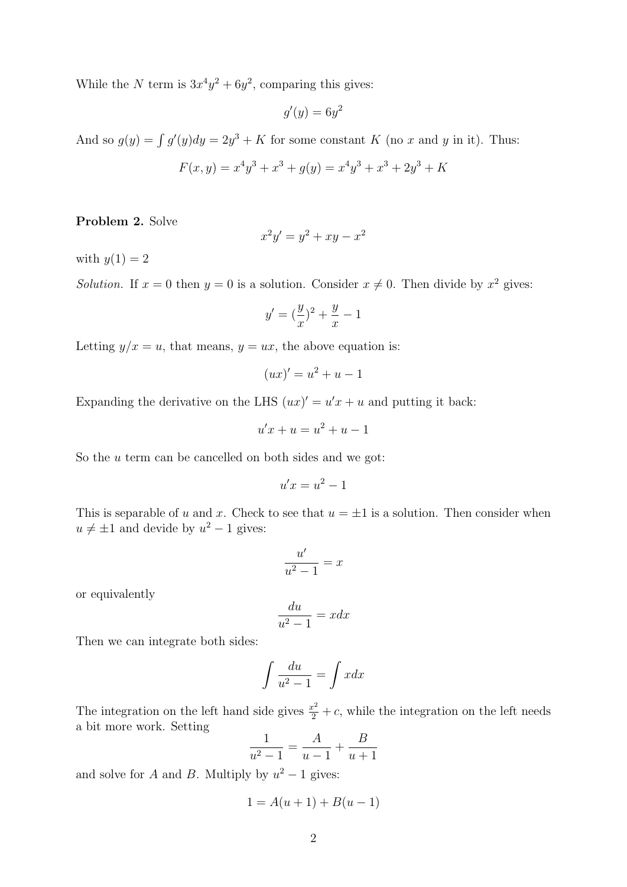While the $N$ term is $3x^4y^2 + 6y^2$, comparing this gives:

$$g'(y) = 6y^2$$

And so $g(y) = \int g'(y)dy = 2y^3 + K$ for some constant $K$ (no $x$ and $y$ in it). Thus:

$$F(x, y) = x^4y^3 + x^3 + g(y) = x^4y^3 + x^3 + 2y^3 + K$$

**Problem 2.** Solve

$$x^2y' = y^2 + xy - x^2$$

with $y(1) = 2$

*Solution.* If $x = 0$ then $y = 0$ is a solution. Consider $x \neq 0$. Then divide by $x^2$ gives:

$$y' = (\frac{y}{x})^2 + \frac{y}{x} - 1$$

Letting $y/x = u$, that means, $y = ux$, the above equation is:

$$(ux)' = u^2 + u - 1$$

Expanding the derivative on the LHS $(ux)' = u'x + u$ and putting it back:

$$u'x + u = u^2 + u - 1$$

So the $u$ term can be cancelled on both sides and we got:

$$u'x = u^2 - 1$$

This is separable of $u$ and $x$. Check to see that $u = \pm 1$ is a solution. Then consider when $u \neq \pm 1$ and devide by $u^2 - 1$ gives:

$$\frac{u'}{u^2 - 1} = x$$

or equivalently

$$\frac{du}{u^2 - 1} = xdx$$

Then we can integrate both sides:

$$\int \frac{du}{u^2 - 1} = \int xdx$$

The integration on the left hand side gives $\frac{x^2}{2} + c$, while the integration on the left needs a bit more work. Setting

$$\frac{1}{u^2 - 1} = \frac{A}{u - 1} + \frac{B}{u + 1}$$

and solve for $A$ and $B$. Multiply by $u^2 - 1$ gives:

$$1 = A(u + 1) + B(u - 1)$$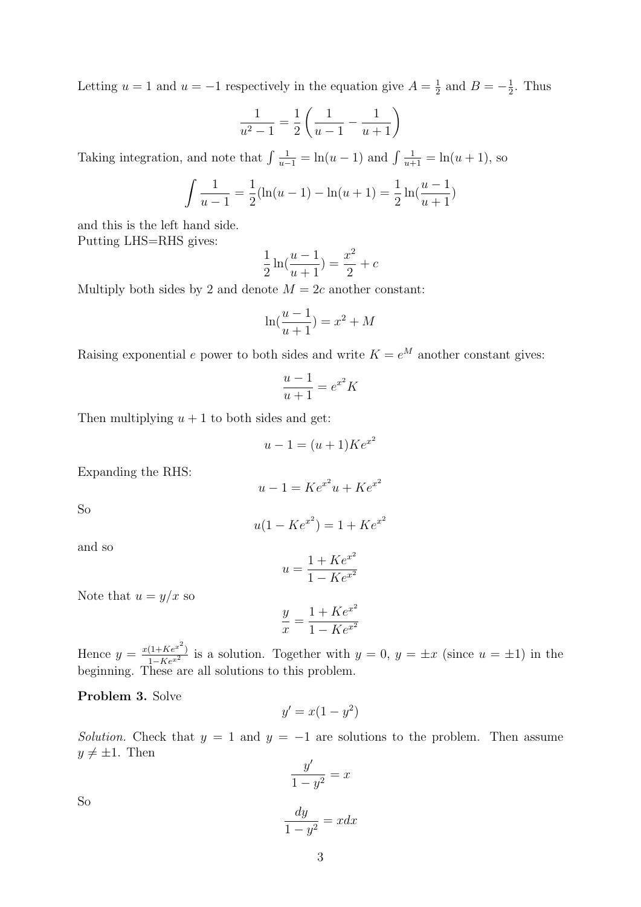Letting $u = 1$ and $u = -1$ respectively in the equation give $A = \frac{1}{2}$ and $B = -\frac{1}{2}$. Thus

$$\frac{1}{u^2-1} = \frac{1}{2}\left(\frac{1}{u-1} - \frac{1}{u+1}\right)$$

Taking integration, and note that $\int \frac{1}{u-1} = \ln(u-1)$ and $\int \frac{1}{u+1} = \ln(u+1)$, so

$$\int \frac{1}{u-1} = \frac{1}{2}(\ln(u-1) - \ln(u+1) = \frac{1}{2}\ln(\frac{u-1}{u+1})$$

and this is the left hand side.
Putting LHS=RHS gives:

$$\frac{1}{2}\ln(\frac{u-1}{u+1}) = \frac{x^2}{2} + c$$

Multiply both sides by 2 and denote $M = 2c$ another constant:

$$\ln(\frac{u-1}{u+1}) = x^2 + M$$

Raising exponential $e$ power to both sides and write $K = e^M$ another constant gives:

$$\frac{u-1}{u+1} = e^{x^2}K$$

Then multiplying $u+1$ to both sides and get:

$$u - 1 = (u+1)Ke^{x^2}$$

Expanding the RHS:

$$u - 1 = Ke^{x^2}u + Ke^{x^2}$$

So

$$u(1 - Ke^{x^2}) = 1 + Ke^{x^2}$$

and so

$$u = \frac{1 + Ke^{x^2}}{1 - Ke^{x^2}}$$

Note that $u = y/x$ so

$$\frac{y}{x} = \frac{1 + Ke^{x^2}}{1 - Ke^{x^2}}$$

Hence $y = \frac{x(1+Ke^{x^2})}{1-Ke^{x^2}}$ is a solution. Together with $y = 0$, $y = \pm x$ (since $u = \pm 1$) in the beginning. These are all solutions to this problem.

**Problem 3.** Solve

$$y' = x(1 - y^2)$$

*Solution.* Check that $y = 1$ and $y = -1$ are solutions to the problem. Then assume $y \neq \pm 1$. Then

$$\frac{y'}{1-y^2} = x$$

So

$$\frac{dy}{1-y^2} = xdx$$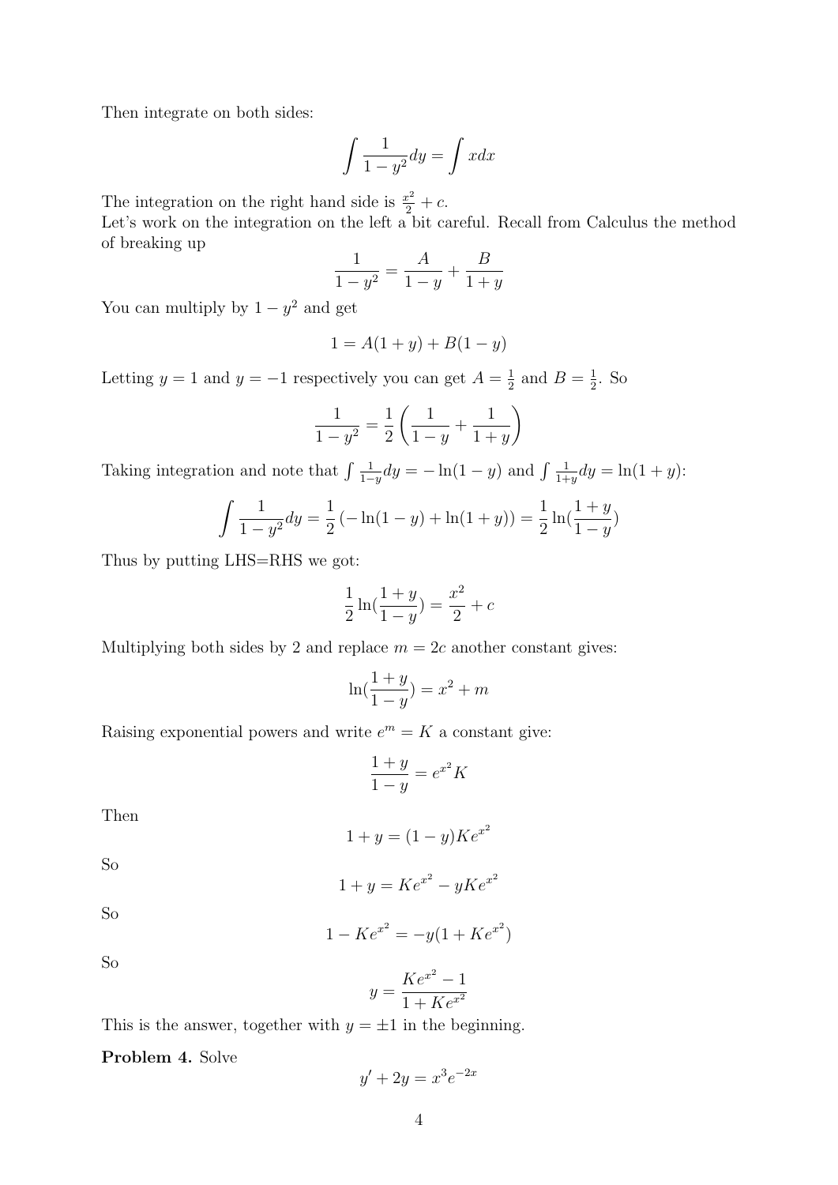Then integrate on both sides:

$$\int \frac{1}{1-y^2} dy = \int x dx$$

The integration on the right hand side is $\frac{x^2}{2} + c$.
Let's work on the integration on the left a bit careful. Recall from Calculus the method of breaking up

$$\frac{1}{1-y^2} = \frac{A}{1-y} + \frac{B}{1+y}$$

You can multiply by $1-y^2$ and get

$$1 = A(1+y) + B(1-y)$$

Letting $y = 1$ and $y = -1$ respectively you can get $A = \frac{1}{2}$ and $B = \frac{1}{2}$. So

$$\frac{1}{1-y^2} = \frac{1}{2}\left(\frac{1}{1-y} + \frac{1}{1+y}\right)$$

Taking integration and note that $\int \frac{1}{1-y} dy = -\ln(1-y)$ and $\int \frac{1}{1+y} dy = \ln(1+y)$:

$$\int \frac{1}{1-y^2} dy = \frac{1}{2}\left(-\ln(1-y) + \ln(1+y)\right) = \frac{1}{2}\ln(\frac{1+y}{1-y})$$

Thus by putting LHS=RHS we got:

$$\frac{1}{2}\ln(\frac{1+y}{1-y}) = \frac{x^2}{2} + c$$

Multiplying both sides by 2 and replace $m = 2c$ another constant gives:

$$\ln(\frac{1+y}{1-y}) = x^2 + m$$

Raising exponential powers and write $e^m = K$ a constant give:

$$\frac{1+y}{1-y} = e^{x^2}K$$

Then

$$1 + y = (1-y)Ke^{x^2}$$

So

$$1 + y = Ke^{x^2} - yKe^{x^2}$$

So

$$1 - Ke^{x^2} = -y(1 + Ke^{x^2})$$

So

$$y = \frac{Ke^{x^2} - 1}{1 + Ke^{x^2}}$$

This is the answer, together with $y = \pm 1$ in the beginning.

**Problem 4.** Solve

$$y' + 2y = x^3 e^{-2x}$$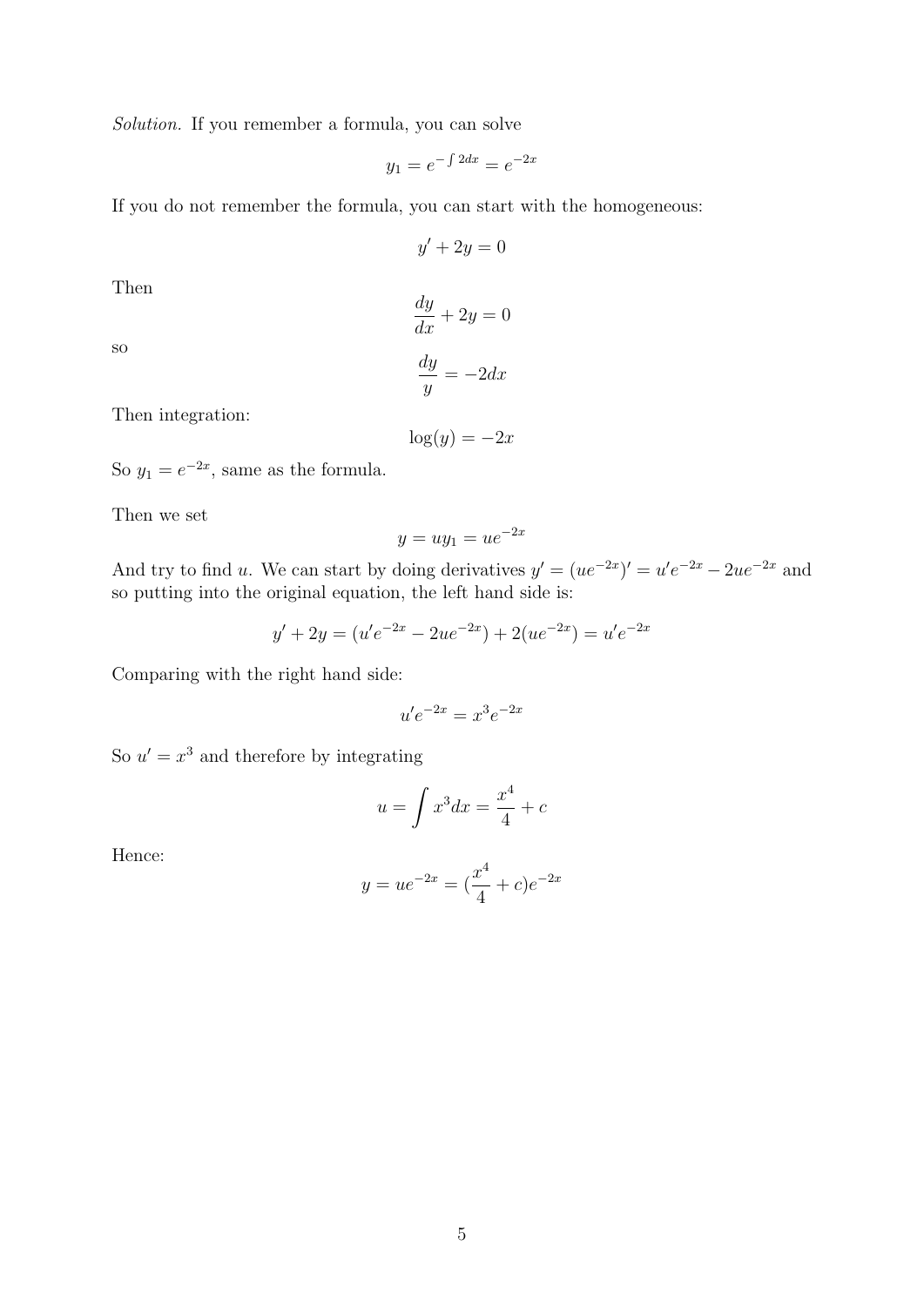*Solution.* If you remember a formula, you can solve

$$y_1 = e^{-\int 2dx} = e^{-2x}$$

If you do not remember the formula, you can start with the homogeneous:

$$y' + 2y = 0$$

Then

$$\frac{dy}{dx} + 2y = 0$$

so

$$\frac{dy}{y} = -2dx$$

Then integration:

$$\log(y) = -2x$$

So $y_1 = e^{-2x}$, same as the formula.

Then we set

$$y = uy_1 = ue^{-2x}$$

And try to find $u$. We can start by doing derivatives $y' = (ue^{-2x})' = u'e^{-2x} - 2ue^{-2x}$ and so putting into the original equation, the left hand side is:

$$y' + 2y = (u'e^{-2x} - 2ue^{-2x}) + 2(ue^{-2x}) = u'e^{-2x}$$

Comparing with the right hand side:

$$u'e^{-2x} = x^3e^{-2x}$$

So $u' = x^3$ and therefore by integrating

$$u = \int x^3 dx = \frac{x^4}{4} + c$$

Hence:

$$y = ue^{-2x} = (\frac{x^4}{4} + c)e^{-2x}$$